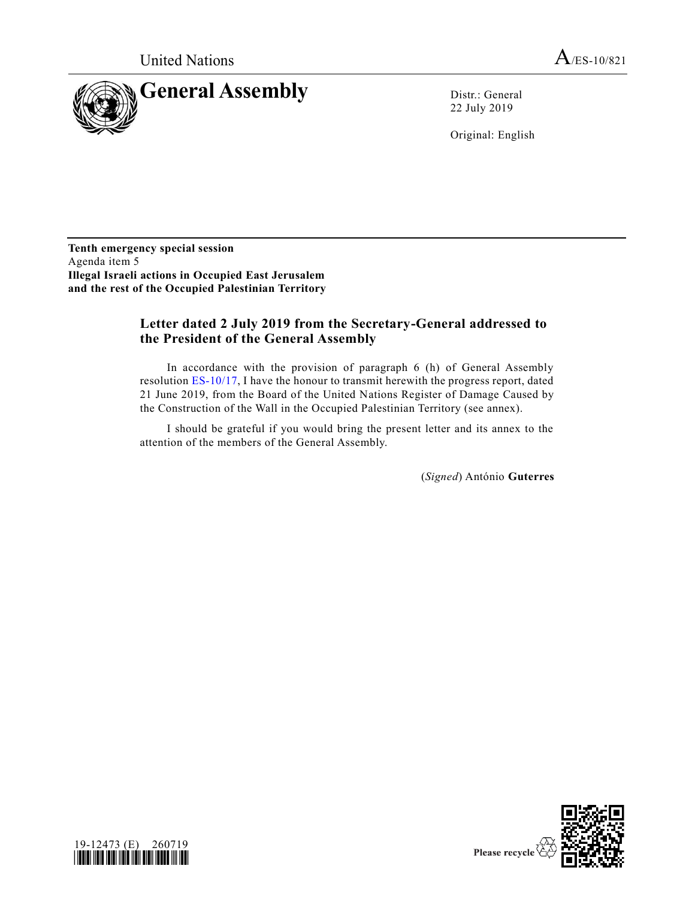United Nations

A/ES-10/821

# General Assembly

Distr.: General
22 July 2019

Original: English

**Tenth emergency special session**
Agenda item 5
**Illegal Israeli actions in Occupied East Jerusalem and the rest of the Occupied Palestinian Territory**

## Letter dated 2 July 2019 from the Secretary-General addressed to the President of the General Assembly

In accordance with the provision of paragraph 6 (h) of General Assembly resolution ES-10/17, I have the honour to transmit herewith the progress report, dated 21 June 2019, from the Board of the United Nations Register of Damage Caused by the Construction of the Wall in the Occupied Palestinian Territory (see annex).

I should be grateful if you would bring the present letter and its annex to the attention of the members of the General Assembly.

(*Signed*) António **Guterres**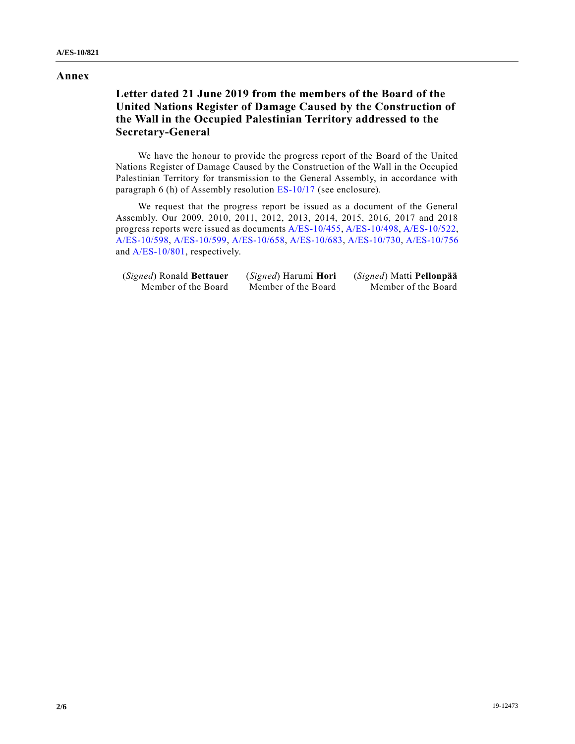## Annex

### Letter dated 21 June 2019 from the members of the Board of the United Nations Register of Damage Caused by the Construction of the Wall in the Occupied Palestinian Territory addressed to the Secretary-General

We have the honour to provide the progress report of the Board of the United Nations Register of Damage Caused by the Construction of the Wall in the Occupied Palestinian Territory for transmission to the General Assembly, in accordance with paragraph 6 (h) of Assembly resolution ES-10/17 (see enclosure).

We request that the progress report be issued as a document of the General Assembly. Our 2009, 2010, 2011, 2012, 2013, 2014, 2015, 2016, 2017 and 2018 progress reports were issued as documents A/ES-10/455, A/ES-10/498, A/ES-10/522, A/ES-10/598, A/ES-10/599, A/ES-10/658, A/ES-10/683, A/ES-10/730, A/ES-10/756 and A/ES-10/801, respectively.

| | | |
|---|---|---|
| (*Signed*) Ronald **Bettauer** | (*Signed*) Harumi **Hori** | (*Signed*) Matti **Pellonpää** |
| Member of the Board | Member of the Board | Member of the Board |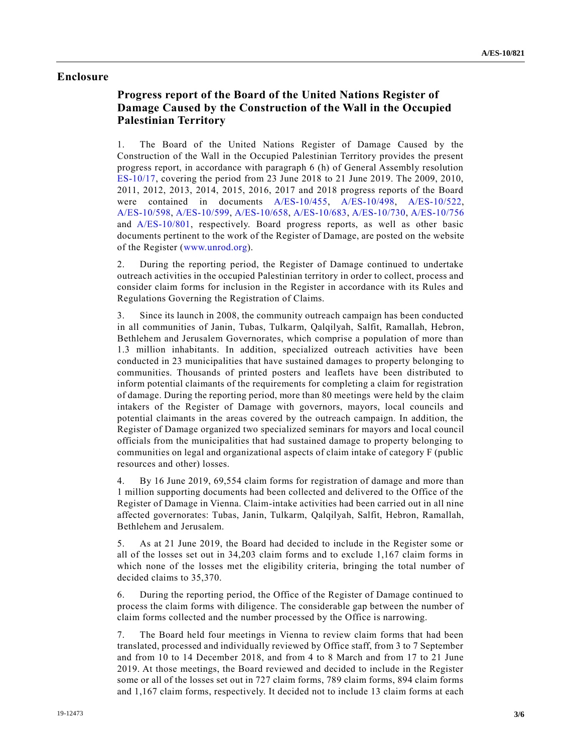## Enclosure

### Progress report of the Board of the United Nations Register of Damage Caused by the Construction of the Wall in the Occupied Palestinian Territory

1. The Board of the United Nations Register of Damage Caused by the Construction of the Wall in the Occupied Palestinian Territory provides the present progress report, in accordance with paragraph 6 (h) of General Assembly resolution ES-10/17, covering the period from 23 June 2018 to 21 June 2019. The 2009, 2010, 2011, 2012, 2013, 2014, 2015, 2016, 2017 and 2018 progress reports of the Board were contained in documents A/ES-10/455, A/ES-10/498, A/ES-10/522, A/ES-10/598, A/ES-10/599, A/ES-10/658, A/ES-10/683, A/ES-10/730, A/ES-10/756 and A/ES-10/801, respectively. Board progress reports, as well as other basic documents pertinent to the work of the Register of Damage, are posted on the website of the Register (www.unrod.org).

2. During the reporting period, the Register of Damage continued to undertake outreach activities in the occupied Palestinian territory in order to collect, process and consider claim forms for inclusion in the Register in accordance with its Rules and Regulations Governing the Registration of Claims.

3. Since its launch in 2008, the community outreach campaign has been conducted in all communities of Janin, Tubas, Tulkarm, Qalqilyah, Salfit, Ramallah, Hebron, Bethlehem and Jerusalem Governorates, which comprise a population of more than 1.3 million inhabitants. In addition, specialized outreach activities have been conducted in 23 municipalities that have sustained damages to property belonging to communities. Thousands of printed posters and leaflets have been distributed to inform potential claimants of the requirements for completing a claim for registration of damage. During the reporting period, more than 80 meetings were held by the claim intakers of the Register of Damage with governors, mayors, local councils and potential claimants in the areas covered by the outreach campaign. In addition, the Register of Damage organized two specialized seminars for mayors and local council officials from the municipalities that had sustained damage to property belonging to communities on legal and organizational aspects of claim intake of category F (public resources and other) losses.

4. By 16 June 2019, 69,554 claim forms for registration of damage and more than 1 million supporting documents had been collected and delivered to the Office of the Register of Damage in Vienna. Claim-intake activities had been carried out in all nine affected governorates: Tubas, Janin, Tulkarm, Qalqilyah, Salfit, Hebron, Ramallah, Bethlehem and Jerusalem.

5. As at 21 June 2019, the Board had decided to include in the Register some or all of the losses set out in 34,203 claim forms and to exclude 1,167 claim forms in which none of the losses met the eligibility criteria, bringing the total number of decided claims to 35,370.

6. During the reporting period, the Office of the Register of Damage continued to process the claim forms with diligence. The considerable gap between the number of claim forms collected and the number processed by the Office is narrowing.

7. The Board held four meetings in Vienna to review claim forms that had been translated, processed and individually reviewed by Office staff, from 3 to 7 September and from 10 to 14 December 2018, and from 4 to 8 March and from 17 to 21 June 2019. At those meetings, the Board reviewed and decided to include in the Register some or all of the losses set out in 727 claim forms, 789 claim forms, 894 claim forms and 1,167 claim forms, respectively. It decided not to include 13 claim forms at each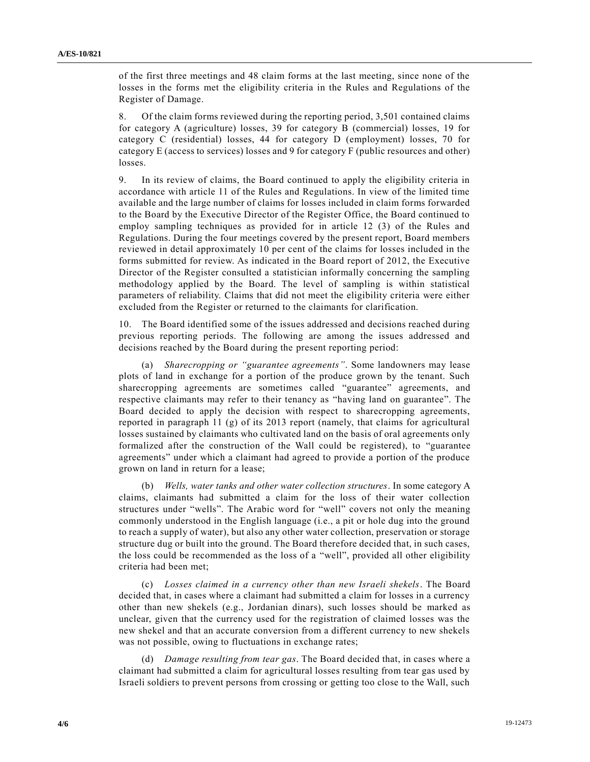of the first three meetings and 48 claim forms at the last meeting, since none of the losses in the forms met the eligibility criteria in the Rules and Regulations of the Register of Damage.

8. Of the claim forms reviewed during the reporting period, 3,501 contained claims for category A (agriculture) losses, 39 for category B (commercial) losses, 19 for category C (residential) losses, 44 for category D (employment) losses, 70 for category E (access to services) losses and 9 for category F (public resources and other) losses.

9. In its review of claims, the Board continued to apply the eligibility criteria in accordance with article 11 of the Rules and Regulations. In view of the limited time available and the large number of claims for losses included in claim forms forwarded to the Board by the Executive Director of the Register Office, the Board continued to employ sampling techniques as provided for in article 12 (3) of the Rules and Regulations. During the four meetings covered by the present report, Board members reviewed in detail approximately 10 per cent of the claims for losses included in the forms submitted for review. As indicated in the Board report of 2012, the Executive Director of the Register consulted a statistician informally concerning the sampling methodology applied by the Board. The level of sampling is within statistical parameters of reliability. Claims that did not meet the eligibility criteria were either excluded from the Register or returned to the claimants for clarification.

10. The Board identified some of the issues addressed and decisions reached during previous reporting periods. The following are among the issues addressed and decisions reached by the Board during the present reporting period:

(a) *Sharecropping or "guarantee agreements"*. Some landowners may lease plots of land in exchange for a portion of the produce grown by the tenant. Such sharecropping agreements are sometimes called "guarantee" agreements, and respective claimants may refer to their tenancy as "having land on guarantee". The Board decided to apply the decision with respect to sharecropping agreements, reported in paragraph 11 (g) of its 2013 report (namely, that claims for agricultural losses sustained by claimants who cultivated land on the basis of oral agreements only formalized after the construction of the Wall could be registered), to "guarantee agreements" under which a claimant had agreed to provide a portion of the produce grown on land in return for a lease;

(b) *Wells, water tanks and other water collection structures*. In some category A claims, claimants had submitted a claim for the loss of their water collection structures under "wells". The Arabic word for "well" covers not only the meaning commonly understood in the English language (i.e., a pit or hole dug into the ground to reach a supply of water), but also any other water collection, preservation or storage structure dug or built into the ground. The Board therefore decided that, in such cases, the loss could be recommended as the loss of a "well", provided all other eligibility criteria had been met;

(c) *Losses claimed in a currency other than new Israeli shekels*. The Board decided that, in cases where a claimant had submitted a claim for losses in a currency other than new shekels (e.g., Jordanian dinars), such losses should be marked as unclear, given that the currency used for the registration of claimed losses was the new shekel and that an accurate conversion from a different currency to new shekels was not possible, owing to fluctuations in exchange rates;

(d) *Damage resulting from tear gas*. The Board decided that, in cases where a claimant had submitted a claim for agricultural losses resulting from tear gas used by Israeli soldiers to prevent persons from crossing or getting too close to the Wall, such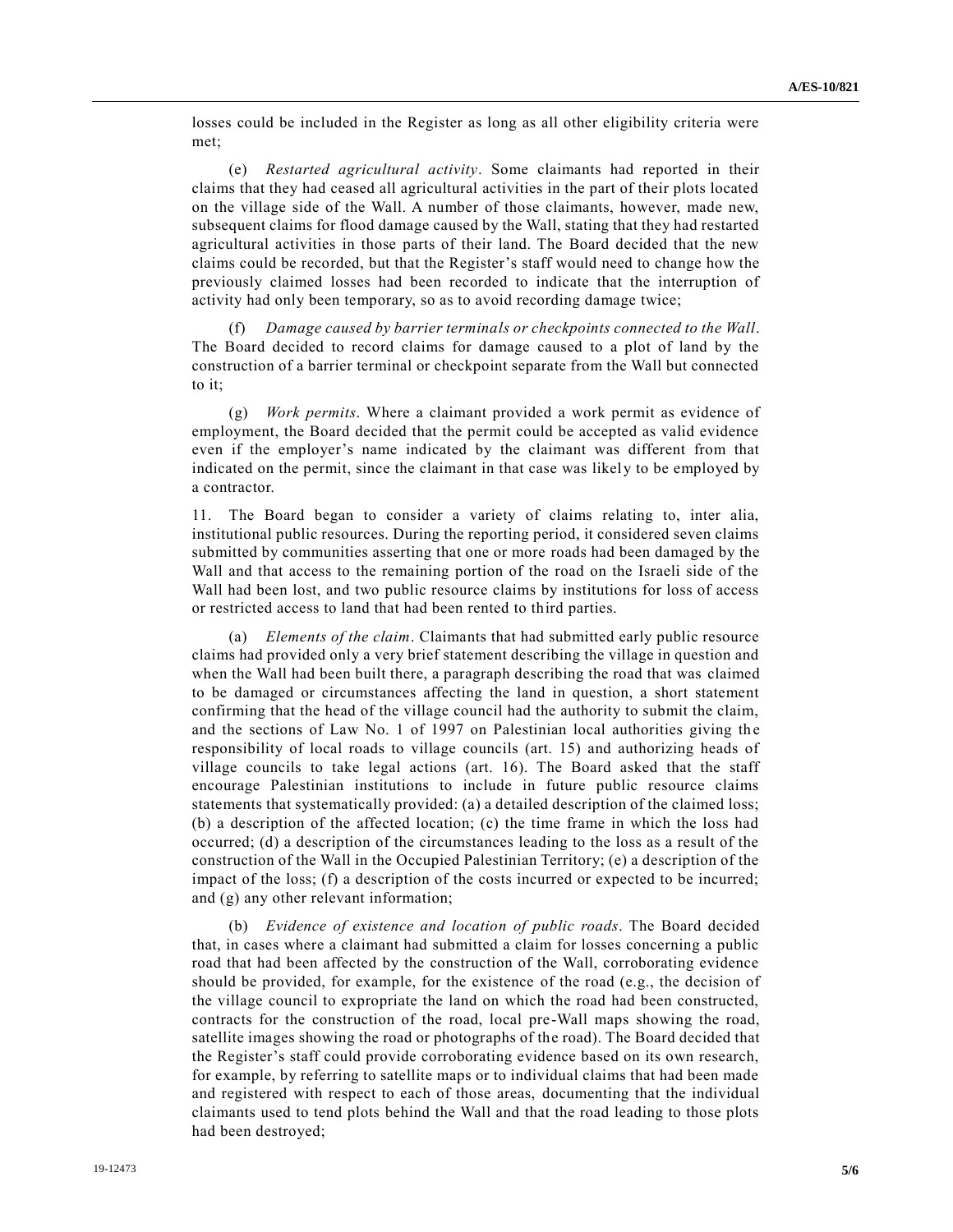losses could be included in the Register as long as all other eligibility criteria were met;

(e) *Restarted agricultural activity*. Some claimants had reported in their claims that they had ceased all agricultural activities in the part of their plots located on the village side of the Wall. A number of those claimants, however, made new, subsequent claims for flood damage caused by the Wall, stating that they had restarted agricultural activities in those parts of their land. The Board decided that the new claims could be recorded, but that the Register's staff would need to change how the previously claimed losses had been recorded to indicate that the interruption of activity had only been temporary, so as to avoid recording damage twice;

(f) *Damage caused by barrier terminals or checkpoints connected to the Wall*. The Board decided to record claims for damage caused to a plot of land by the construction of a barrier terminal or checkpoint separate from the Wall but connected to it;

(g) *Work permits*. Where a claimant provided a work permit as evidence of employment, the Board decided that the permit could be accepted as valid evidence even if the employer's name indicated by the claimant was different from that indicated on the permit, since the claimant in that case was likely to be employed by a contractor.

11. The Board began to consider a variety of claims relating to, inter alia, institutional public resources. During the reporting period, it considered seven claims submitted by communities asserting that one or more roads had been damaged by the Wall and that access to the remaining portion of the road on the Israeli side of the Wall had been lost, and two public resource claims by institutions for loss of access or restricted access to land that had been rented to third parties.

(a) *Elements of the claim*. Claimants that had submitted early public resource claims had provided only a very brief statement describing the village in question and when the Wall had been built there, a paragraph describing the road that was claimed to be damaged or circumstances affecting the land in question, a short statement confirming that the head of the village council had the authority to submit the claim, and the sections of Law No. 1 of 1997 on Palestinian local authorities giving the responsibility of local roads to village councils (art. 15) and authorizing heads of village councils to take legal actions (art. 16). The Board asked that the staff encourage Palestinian institutions to include in future public resource claims statements that systematically provided: (a) a detailed description of the claimed loss; (b) a description of the affected location; (c) the time frame in which the loss had occurred; (d) a description of the circumstances leading to the loss as a result of the construction of the Wall in the Occupied Palestinian Territory; (e) a description of the impact of the loss; (f) a description of the costs incurred or expected to be incurred; and (g) any other relevant information;

(b) *Evidence of existence and location of public roads*. The Board decided that, in cases where a claimant had submitted a claim for losses concerning a public road that had been affected by the construction of the Wall, corroborating evidence should be provided, for example, for the existence of the road (e.g., the decision of the village council to expropriate the land on which the road had been constructed, contracts for the construction of the road, local pre-Wall maps showing the road, satellite images showing the road or photographs of the road). The Board decided that the Register's staff could provide corroborating evidence based on its own research, for example, by referring to satellite maps or to individual claims that had been made and registered with respect to each of those areas, documenting that the individual claimants used to tend plots behind the Wall and that the road leading to those plots had been destroyed;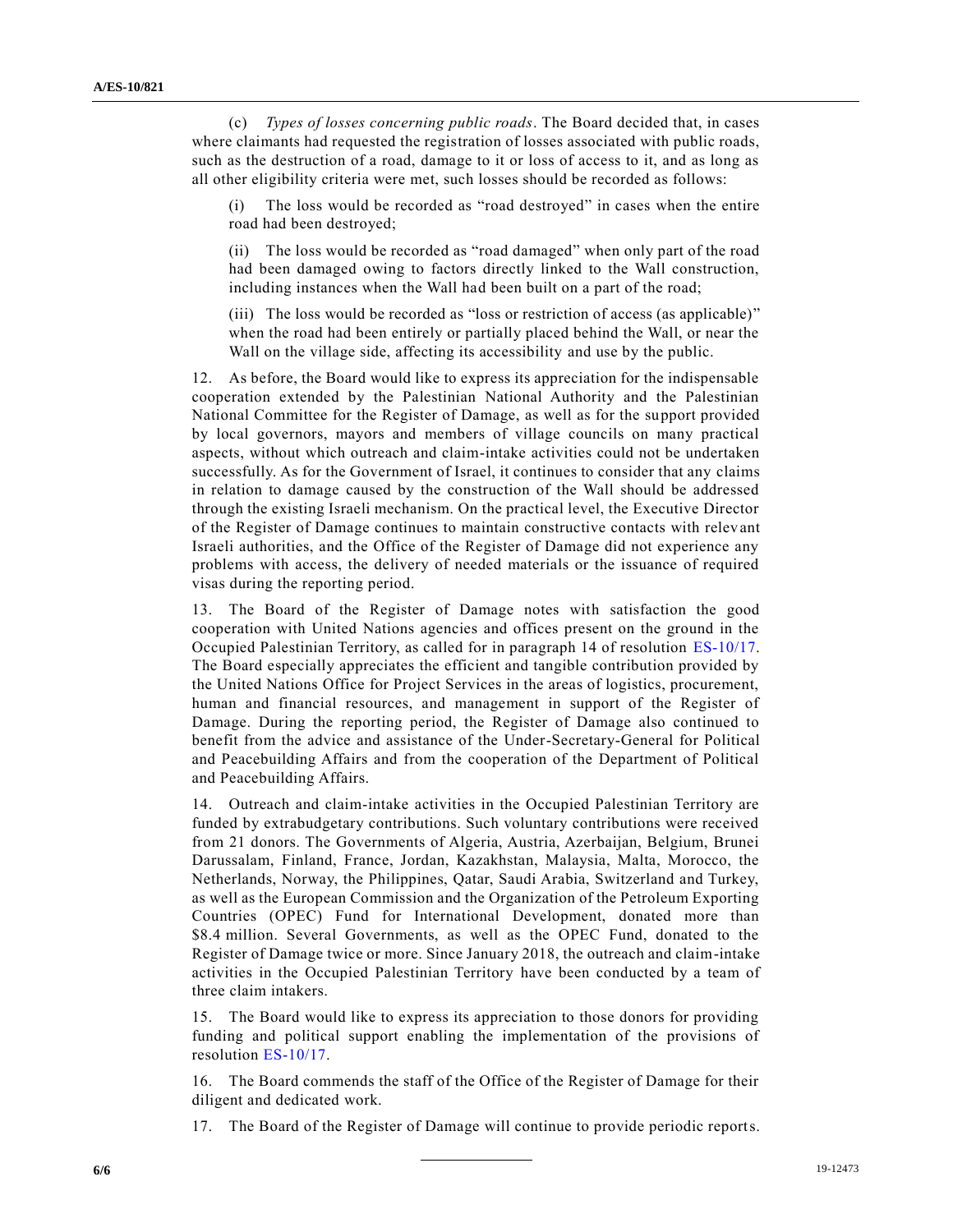(c) *Types of losses concerning public roads*. The Board decided that, in cases where claimants had requested the registration of losses associated with public roads, such as the destruction of a road, damage to it or loss of access to it, and as long as all other eligibility criteria were met, such losses should be recorded as follows:

(i) The loss would be recorded as "road destroyed" in cases when the entire road had been destroyed;

(ii) The loss would be recorded as "road damaged" when only part of the road had been damaged owing to factors directly linked to the Wall construction, including instances when the Wall had been built on a part of the road;

(iii) The loss would be recorded as "loss or restriction of access (as applicable)" when the road had been entirely or partially placed behind the Wall, or near the Wall on the village side, affecting its accessibility and use by the public.

12. As before, the Board would like to express its appreciation for the indispensable cooperation extended by the Palestinian National Authority and the Palestinian National Committee for the Register of Damage, as well as for the support provided by local governors, mayors and members of village councils on many practical aspects, without which outreach and claim-intake activities could not be undertaken successfully. As for the Government of Israel, it continues to consider that any claims in relation to damage caused by the construction of the Wall should be addressed through the existing Israeli mechanism. On the practical level, the Executive Director of the Register of Damage continues to maintain constructive contacts with relevant Israeli authorities, and the Office of the Register of Damage did not experience any problems with access, the delivery of needed materials or the issuance of required visas during the reporting period.

13. The Board of the Register of Damage notes with satisfaction the good cooperation with United Nations agencies and offices present on the ground in the Occupied Palestinian Territory, as called for in paragraph 14 of resolution ES-10/17. The Board especially appreciates the efficient and tangible contribution provided by the United Nations Office for Project Services in the areas of logistics, procurement, human and financial resources, and management in support of the Register of Damage. During the reporting period, the Register of Damage also continued to benefit from the advice and assistance of the Under-Secretary-General for Political and Peacebuilding Affairs and from the cooperation of the Department of Political and Peacebuilding Affairs.

14. Outreach and claim-intake activities in the Occupied Palestinian Territory are funded by extrabudgetary contributions. Such voluntary contributions were received from 21 donors. The Governments of Algeria, Austria, Azerbaijan, Belgium, Brunei Darussalam, Finland, France, Jordan, Kazakhstan, Malaysia, Malta, Morocco, the Netherlands, Norway, the Philippines, Qatar, Saudi Arabia, Switzerland and Turkey, as well as the European Commission and the Organization of the Petroleum Exporting Countries (OPEC) Fund for International Development, donated more than $8.4 million. Several Governments, as well as the OPEC Fund, donated to the Register of Damage twice or more. Since January 2018, the outreach and claim-intake activities in the Occupied Palestinian Territory have been conducted by a team of three claim intakers.

15. The Board would like to express its appreciation to those donors for providing funding and political support enabling the implementation of the provisions of resolution ES-10/17.

16. The Board commends the staff of the Office of the Register of Damage for their diligent and dedicated work.

17. The Board of the Register of Damage will continue to provide periodic reports.